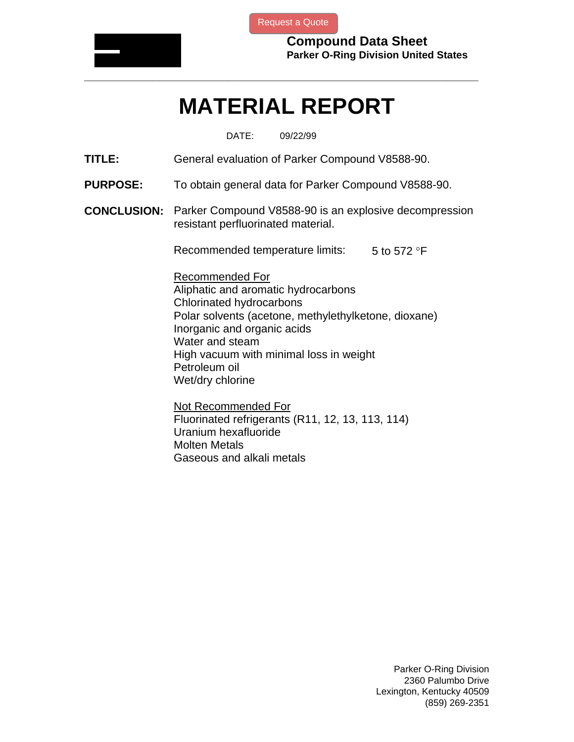Request a Quote

**Compound Data Sheet**
**Parker O-Ring Division United States**

---

# MATERIAL REPORT

DATE: 09/22/99

**TITLE:** General evaluation of Parker Compound V8588-90.

**PURPOSE:** To obtain general data for Parker Compound V8588-90.

**CONCLUSION:** Parker Compound V8588-90 is an explosive decompression resistant perfluorinated material.

Recommended temperature limits: 5 to 572 °F

Recommended For
Aliphatic and aromatic hydrocarbons
Chlorinated hydrocarbons
Polar solvents (acetone, methylethylketone, dioxane)
Inorganic and organic acids
Water and steam
High vacuum with minimal loss in weight
Petroleum oil
Wet/dry chlorine

Not Recommended For
Fluorinated refrigerants (R11, 12, 13, 113, 114)
Uranium hexafluoride
Molten Metals
Gaseous and alkali metals

Parker O-Ring Division
2360 Palumbo Drive
Lexington, Kentucky 40509
(859) 269-2351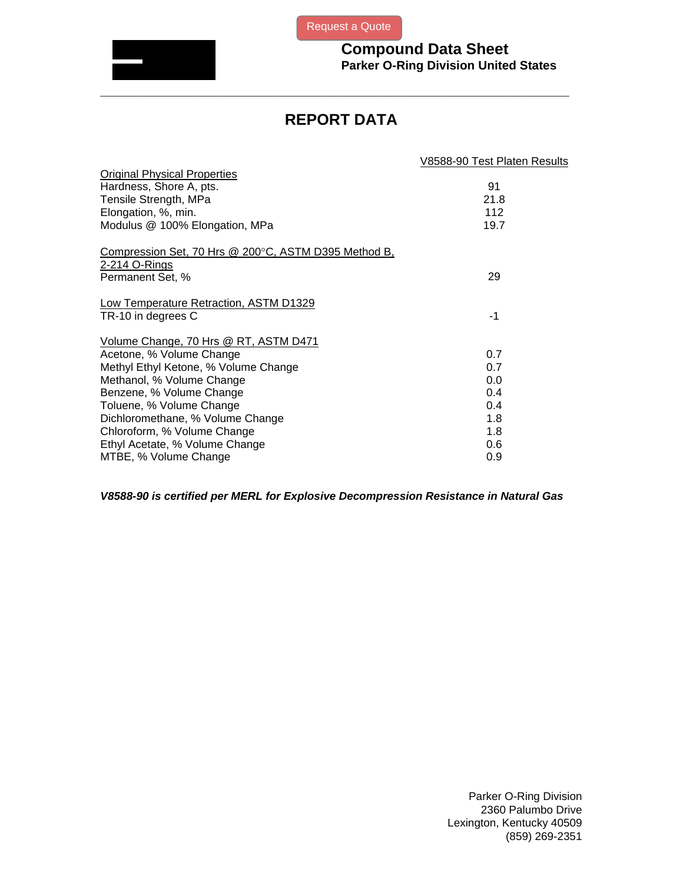Request a Quote

# Compound Data Sheet

**Parker O-Ring Division United States**

## REPORT DATA

| | V8588-90 Test Platen Results |
|---|---|
| <u>Original Physical Properties</u> | |
| Hardness, Shore A, pts. | 91 |
| Tensile Strength, MPa | 21.8 |
| Elongation, %, min. | 112 |
| Modulus @ 100% Elongation, MPa | 19.7 |
| <u>Compression Set, 70 Hrs @ 200°C, ASTM D395 Method B, 2-214 O-Rings</u> | |
| Permanent Set, % | 29 |
| <u>Low Temperature Retraction, ASTM D1329</u> | |
| TR-10 in degrees C | -1 |
| <u>Volume Change, 70 Hrs @ RT, ASTM D471</u> | |
| Acetone, % Volume Change | 0.7 |
| Methyl Ethyl Ketone, % Volume Change | 0.7 |
| Methanol, % Volume Change | 0.0 |
| Benzene, % Volume Change | 0.4 |
| Toluene, % Volume Change | 0.4 |
| Dichloromethane, % Volume Change | 1.8 |
| Chloroform, % Volume Change | 1.8 |
| Ethyl Acetate, % Volume Change | 0.6 |
| MTBE, % Volume Change | 0.9 |

***V8588-90 is certified per MERL for Explosive Decompression Resistance in Natural Gas***

Parker O-Ring Division
2360 Palumbo Drive
Lexington, Kentucky 40509
(859) 269-2351